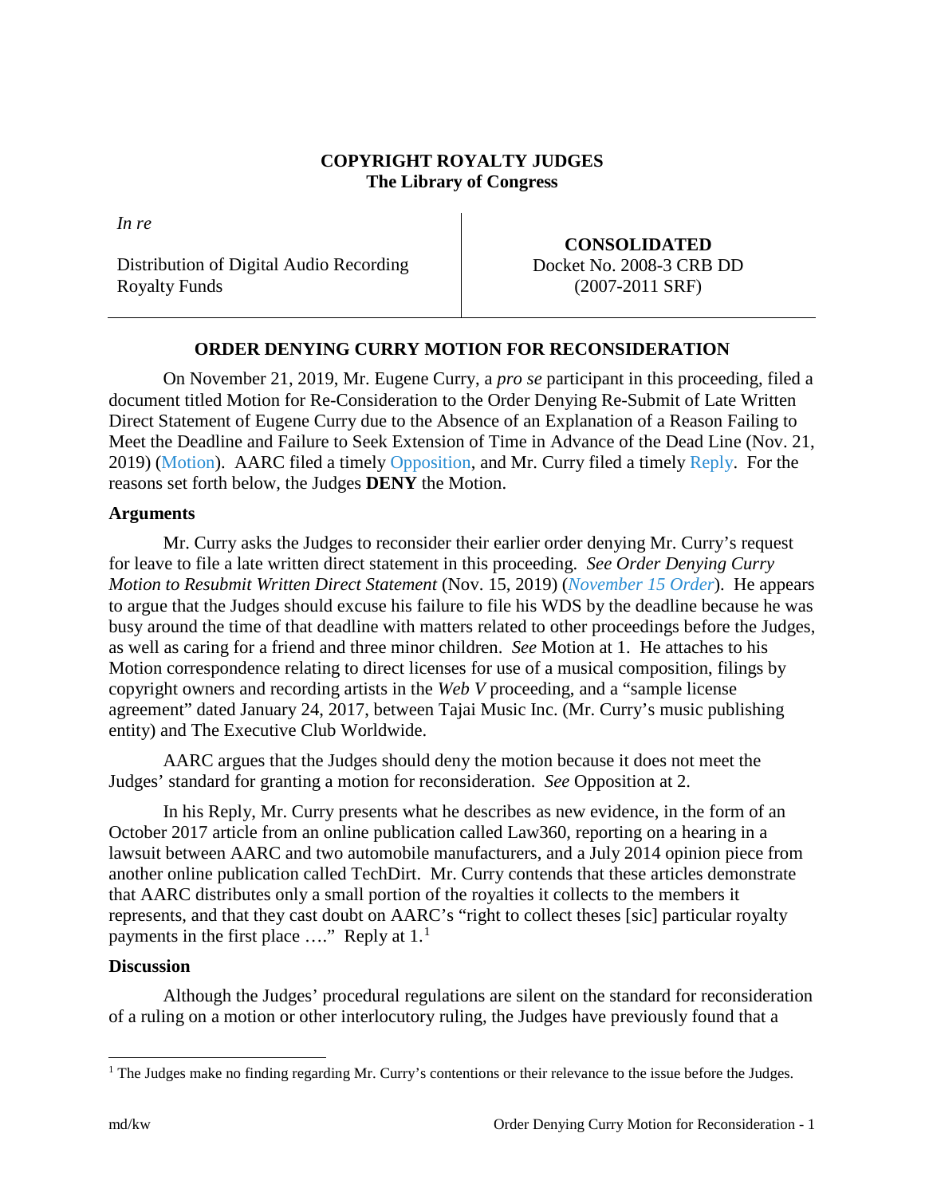**COPYRIGHT ROYALTY JUDGES**
**The Library of Congress**

| *In re* Distribution of Digital Audio Recording Royalty Funds | **CONSOLIDATED** Docket No. 2008-3 CRB DD (2007-2011 SRF) |
|---|---|

## ORDER DENYING CURRY MOTION FOR RECONSIDERATION

On November 21, 2019, Mr. Eugene Curry, a *pro se* participant in this proceeding, filed a document titled Motion for Re-Consideration to the Order Denying Re-Submit of Late Written Direct Statement of Eugene Curry due to the Absence of an Explanation of a Reason Failing to Meet the Deadline and Failure to Seek Extension of Time in Advance of the Dead Line (Nov. 21, 2019) (Motion). AARC filed a timely Opposition, and Mr. Curry filed a timely Reply. For the reasons set forth below, the Judges **DENY** the Motion.

### Arguments

Mr. Curry asks the Judges to reconsider their earlier order denying Mr. Curry's request for leave to file a late written direct statement in this proceeding. *See Order Denying Curry Motion to Resubmit Written Direct Statement* (Nov. 15, 2019) (*November 15 Order*). He appears to argue that the Judges should excuse his failure to file his WDS by the deadline because he was busy around the time of that deadline with matters related to other proceedings before the Judges, as well as caring for a friend and three minor children. *See* Motion at 1. He attaches to his Motion correspondence relating to direct licenses for use of a musical composition, filings by copyright owners and recording artists in the *Web V* proceeding, and a "sample license agreement" dated January 24, 2017, between Tajai Music Inc. (Mr. Curry's music publishing entity) and The Executive Club Worldwide.

AARC argues that the Judges should deny the motion because it does not meet the Judges' standard for granting a motion for reconsideration. *See* Opposition at 2.

In his Reply, Mr. Curry presents what he describes as new evidence, in the form of an October 2017 article from an online publication called Law360, reporting on a hearing in a lawsuit between AARC and two automobile manufacturers, and a July 2014 opinion piece from another online publication called TechDirt. Mr. Curry contends that these articles demonstrate that AARC distributes only a small portion of the royalties it collects to the members it represents, and that they cast doubt on AARC's "right to collect theses [sic] particular royalty payments in the first place …." Reply at 1.[1]

### Discussion

Although the Judges' procedural regulations are silent on the standard for reconsideration of a ruling on a motion or other interlocutory ruling, the Judges have previously found that a

[1] The Judges make no finding regarding Mr. Curry's contentions or their relevance to the issue before the Judges.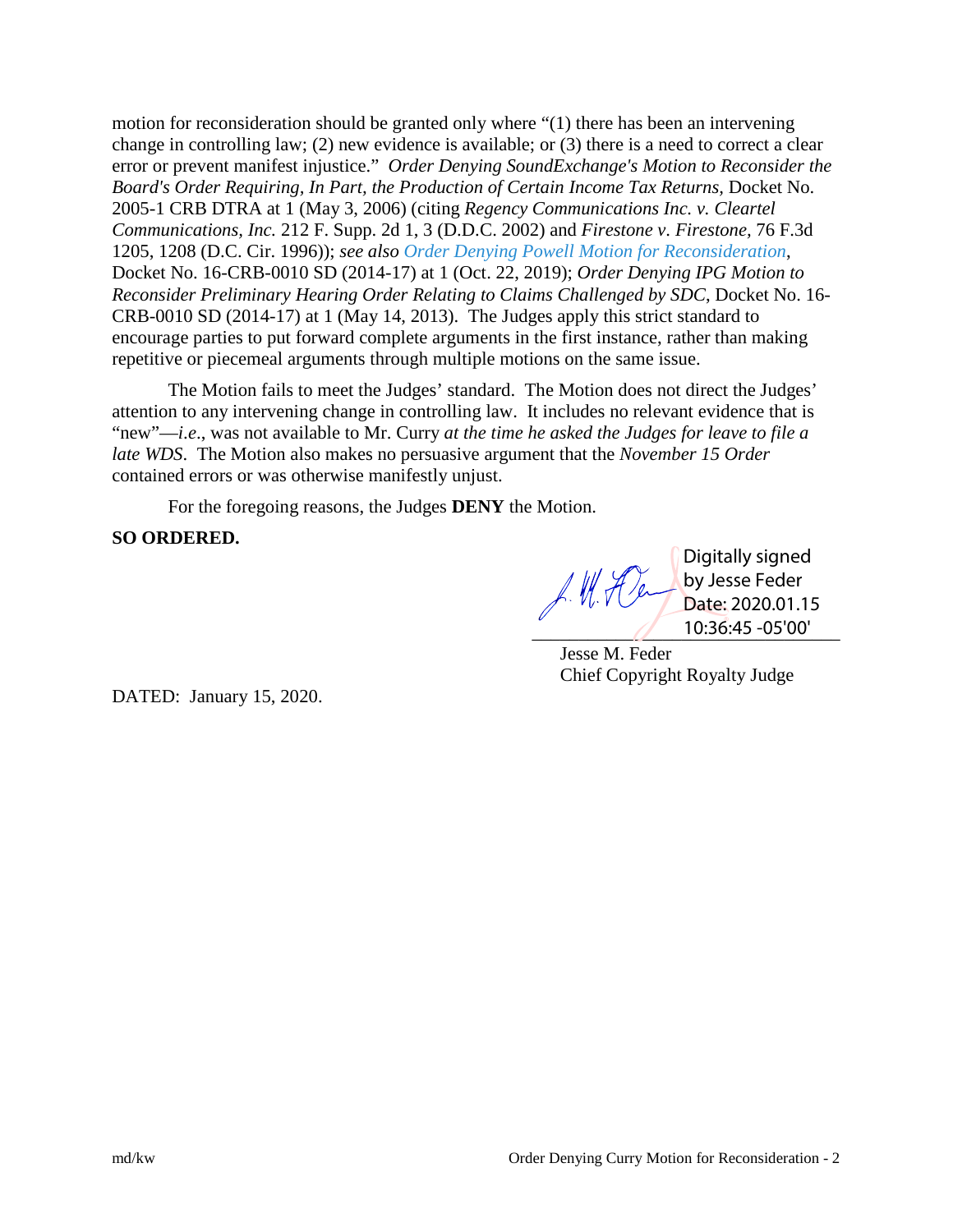motion for reconsideration should be granted only where "(1) there has been an intervening change in controlling law; (2) new evidence is available; or (3) there is a need to correct a clear error or prevent manifest injustice." *Order Denying SoundExchange's Motion to Reconsider the Board's Order Requiring, In Part, the Production of Certain Income Tax Returns*, Docket No. 2005-1 CRB DTRA at 1 (May 3, 2006) (citing *Regency Communications Inc. v. Cleartel Communications, Inc.* 212 F. Supp. 2d 1, 3 (D.D.C. 2002) and *Firestone v. Firestone*, 76 F.3d 1205, 1208 (D.C. Cir. 1996)); *see also Order Denying Powell Motion for Reconsideration*, Docket No. 16-CRB-0010 SD (2014-17) at 1 (Oct. 22, 2019); *Order Denying IPG Motion to Reconsider Preliminary Hearing Order Relating to Claims Challenged by SDC*, Docket No. 16-CRB-0010 SD (2014-17) at 1 (May 14, 2013). The Judges apply this strict standard to encourage parties to put forward complete arguments in the first instance, rather than making repetitive or piecemeal arguments through multiple motions on the same issue.

The Motion fails to meet the Judges' standard. The Motion does not direct the Judges' attention to any intervening change in controlling law. It includes no relevant evidence that is "new"—*i.e.*, was not available to Mr. Curry *at the time he asked the Judges for leave to file a late WDS*. The Motion also makes no persuasive argument that the *November 15 Order* contained errors or was otherwise manifestly unjust.

For the foregoing reasons, the Judges **DENY** the Motion.

**SO ORDERED.**

Digitally signed by Jesse Feder
Date: 2020.01.15 10:36:45 -05'00'

Jesse M. Feder
Chief Copyright Royalty Judge

DATED: January 15, 2020.

md/kw